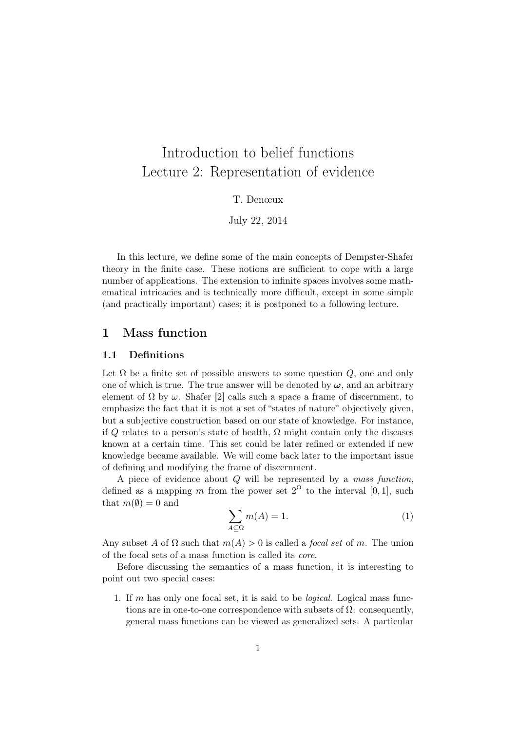# Introduction to belief functions
# Lecture 2: Representation of evidence

T. Denœux

July 22, 2014

In this lecture, we define some of the main concepts of Dempster-Shafer theory in the finite case. These notions are sufficient to cope with a large number of applications. The extension to infinite spaces involves some mathematical intricacies and is technically more difficult, except in some simple (and practically important) cases; it is postponed to a following lecture.

## 1 Mass function

### 1.1 Definitions

Let $\Omega$ be a finite set of possible answers to some question $Q$, one and only one of which is true. The true answer will be denoted by $\boldsymbol{\omega}$, and an arbitrary element of $\Omega$ by $\omega$. Shafer [2] calls such a space a frame of discernment, to emphasize the fact that it is not a set of "states of nature" objectively given, but a subjective construction based on our state of knowledge. For instance, if $Q$ relates to a person's state of health, $\Omega$ might contain only the diseases known at a certain time. This set could be later refined or extended if new knowledge became available. We will come back later to the important issue of defining and modifying the frame of discernment.

A piece of evidence about $Q$ will be represented by a *mass function*, defined as a mapping $m$ from the power set $2^\Omega$ to the interval $[0, 1]$, such that $m(\emptyset) = 0$ and

$$\sum_{A \subseteq \Omega} m(A) = 1. \tag{1}$$

Any subset $A$ of $\Omega$ such that $m(A) > 0$ is called a *focal set* of $m$. The union of the focal sets of a mass function is called its *core*.

Before discussing the semantics of a mass function, it is interesting to point out two special cases:

1. If $m$ has only one focal set, it is said to be *logical*. Logical mass functions are in one-to-one correspondence with subsets of $\Omega$: consequently, general mass functions can be viewed as generalized sets. A particular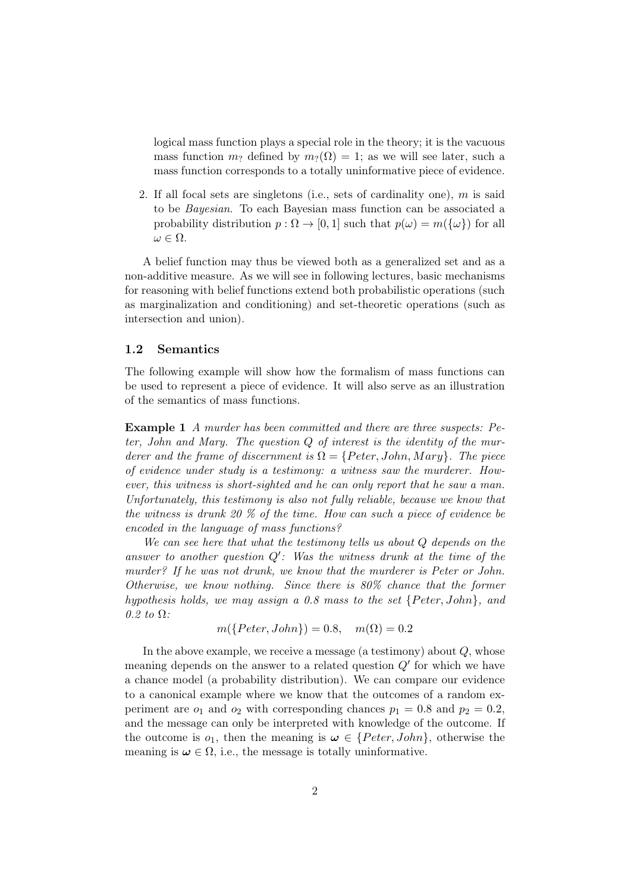logical mass function plays a special role in the theory; it is the vacuous mass function $m_?$ defined by $m_?(\Omega) = 1$; as we will see later, such a mass function corresponds to a totally uninformative piece of evidence.

2. If all focal sets are singletons (i.e., sets of cardinality one), $m$ is said to be *Bayesian*. To each Bayesian mass function can be associated a probability distribution $p : \Omega \to [0, 1]$ such that $p(\omega) = m(\{\omega\})$ for all $\omega \in \Omega$.

A belief function may thus be viewed both as a generalized set and as a non-additive measure. As we will see in following lectures, basic mechanisms for reasoning with belief functions extend both probabilistic operations (such as marginalization and conditioning) and set-theoretic operations (such as intersection and union).

### 1.2 Semantics

The following example will show how the formalism of mass functions can be used to represent a piece of evidence. It will also serve as an illustration of the semantics of mass functions.

**Example 1** *A murder has been committed and there are three suspects: Peter, John and Mary. The question $Q$ of interest is the identity of the murderer and the frame of discernment is $\Omega = \{Peter, John, Mary\}$. The piece of evidence under study is a testimony: a witness saw the murderer. However, this witness is short-sighted and he can only report that he saw a man. Unfortunately, this testimony is also not fully reliable, because we know that the witness is drunk 20 % of the time. How can such a piece of evidence be encoded in the language of mass functions?*

*We can see here that what the testimony tells us about $Q$ depends on the answer to another question $Q'$: Was the witness drunk at the time of the murder? If he was not drunk, we know that the murderer is Peter or John. Otherwise, we know nothing. Since there is 80% chance that the former hypothesis holds, we may assign a 0.8 mass to the set $\{Peter, John\}$, and 0.2 to $\Omega$:*

$$m(\{Peter, John\}) = 0.8, \quad m(\Omega) = 0.2$$

In the above example, we receive a message (a testimony) about $Q$, whose meaning depends on the answer to a related question $Q'$ for which we have a chance model (a probability distribution). We can compare our evidence to a canonical example where we know that the outcomes of a random experiment are $o_1$ and $o_2$ with corresponding chances $p_1 = 0.8$ and $p_2 = 0.2$, and the message can only be interpreted with knowledge of the outcome. If the outcome is $o_1$, then the meaning is $\boldsymbol{\omega} \in \{Peter, John\}$, otherwise the meaning is $\boldsymbol{\omega} \in \Omega$, i.e., the message is totally uninformative.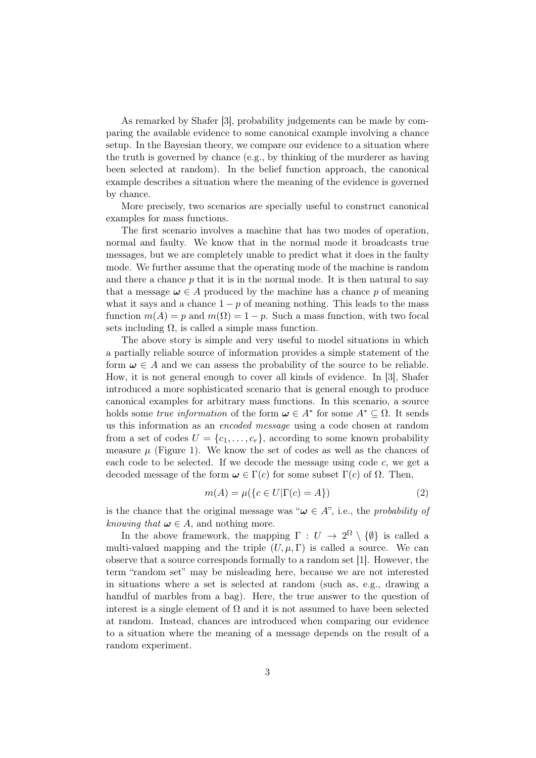As remarked by Shafer [3], probability judgements can be made by comparing the available evidence to some canonical example involving a chance setup. In the Bayesian theory, we compare our evidence to a situation where the truth is governed by chance (e.g., by thinking of the murderer as having been selected at random). In the belief function approach, the canonical example describes a situation where the meaning of the evidence is governed by chance.

More precisely, two scenarios are specially useful to construct canonical examples for mass functions.

The first scenario involves a machine that has two modes of operation, normal and faulty. We know that in the normal mode it broadcasts true messages, but we are completely unable to predict what it does in the faulty mode. We further assume that the operating mode of the machine is random and there a chance $p$ that it is in the normal mode. It is then natural to say that a message $\boldsymbol{\omega} \in A$ produced by the machine has a chance $p$ of meaning what it says and a chance $1-p$ of meaning nothing. This leads to the mass function $m(A) = p$ and $m(\Omega) = 1-p$. Such a mass function, with two focal sets including $\Omega$, is called a simple mass function.

The above story is simple and very useful to model situations in which a partially reliable source of information provides a simple statement of the form $\boldsymbol{\omega} \in A$ and we can assess the probability of the source to be reliable. How, it is not general enough to cover all kinds of evidence. In [3], Shafer introduced a more sophisticated scenario that is general enough to produce canonical examples for arbitrary mass functions. In this scenario, a source holds some *true information* of the form $\boldsymbol{\omega} \in A^*$ for some $A^* \subseteq \Omega$. It sends us this information as an *encoded message* using a code chosen at random from a set of codes $U = \{c_1, \ldots, c_r\}$, according to some known probability measure $\mu$ (Figure 1). We know the set of codes as well as the chances of each code to be selected. If we decode the message using code $c$, we get a decoded message of the form $\boldsymbol{\omega} \in \Gamma(c)$ for some subset $\Gamma(c)$ of $\Omega$. Then,

$$m(A) = \mu(\{c \in U | \Gamma(c) = A\}) \tag{2}$$

is the chance that the original message was "$\boldsymbol{\omega} \in A$", i.e., the *probability of knowing that* $\boldsymbol{\omega} \in A$, and nothing more.

In the above framework, the mapping $\Gamma : U \to 2^{\Omega} \setminus \{\emptyset\}$ is called a multi-valued mapping and the triple $(U, \mu, \Gamma)$ is called a source. We can observe that a source corresponds formally to a random set [1]. However, the term "random set" may be misleading here, because we are not interested in situations where a set is selected at random (such as, e.g., drawing a handful of marbles from a bag). Here, the true answer to the question of interest is a single element of $\Omega$ and it is not assumed to have been selected at random. Instead, chances are introduced when comparing our evidence to a situation where the meaning of a message depends on the result of a random experiment.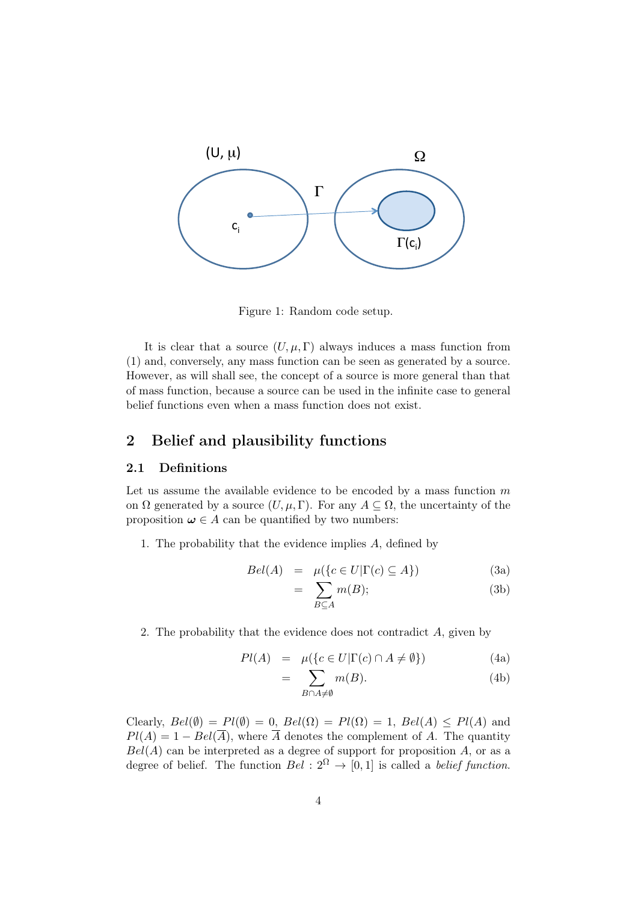Figure 1: Random code setup.

It is clear that a source $(U, \mu, \Gamma)$ always induces a mass function from (1) and, conversely, any mass function can be seen as generated by a source. However, as will shall see, the concept of a source is more general than that of mass function, because a source can be used in the infinite case to general belief functions even when a mass function does not exist.

## 2 Belief and plausibility functions

### 2.1 Definitions

Let us assume the available evidence to be encoded by a mass function $m$ on $\Omega$ generated by a source $(U, \mu, \Gamma)$. For any $A \subseteq \Omega$, the uncertainty of the proposition $\boldsymbol{\omega} \in A$ can be quantified by two numbers:

1. The probability that the evidence implies $A$, defined by

$$Bel(A) = \mu(\{c \in U | \Gamma(c) \subseteq A\}) \tag{3a}$$

$$= \sum_{B \subseteq A} m(B); \tag{3b}$$

2. The probability that the evidence does not contradict $A$, given by

$$Pl(A) = \mu(\{c \in U | \Gamma(c) \cap A \neq \emptyset\}) \tag{4a}$$

$$= \sum_{B \cap A \neq \emptyset} m(B). \tag{4b}$$

Clearly, $Bel(\emptyset) = Pl(\emptyset) = 0$, $Bel(\Omega) = Pl(\Omega) = 1$, $Bel(A) \leq Pl(A)$ and $Pl(A) = 1 - Bel(\overline{A})$, where $\overline{A}$ denotes the complement of $A$. The quantity $Bel(A)$ can be interpreted as a degree of support for proposition $A$, or as a degree of belief. The function $Bel : 2^{\Omega} \to [0, 1]$ is called a *belief function*.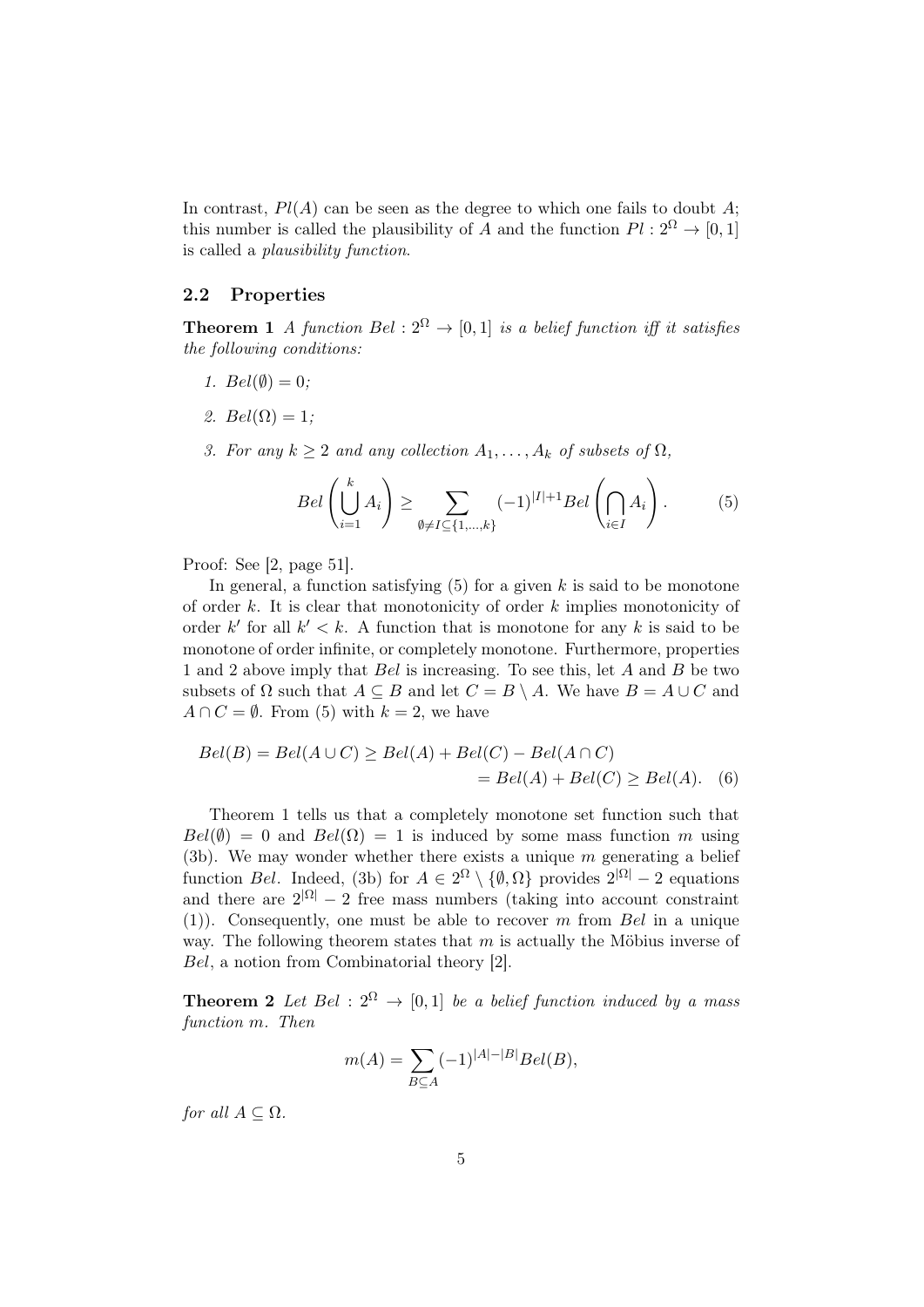In contrast, $Pl(A)$ can be seen as the degree to which one fails to doubt $A$; this number is called the plausibility of $A$ and the function $Pl : 2^\Omega \to [0, 1]$ is called a *plausibility function*.

### 2.2 Properties

**Theorem 1** *A function $Bel : 2^\Omega \to [0, 1]$ is a belief function iff it satisfies the following conditions:*

1. *$Bel(\emptyset) = 0$;*
2. *$Bel(\Omega) = 1$;*
3. *For any $k \geq 2$ and any collection $A_1, \ldots, A_k$ of subsets of $\Omega$,*

$$Bel\left(\bigcup_{i=1}^{k} A_i\right) \geq \sum_{\emptyset \neq I \subseteq \{1,\ldots,k\}} (-1)^{|I|+1} Bel\left(\bigcap_{i \in I} A_i\right). \tag{5}$$

Proof: See [2, page 51].

In general, a function satisfying (5) for a given $k$ is said to be monotone of order $k$. It is clear that monotonicity of order $k$ implies monotonicity of order $k'$ for all $k' < k$. A function that is monotone for any $k$ is said to be monotone of order infinite, or completely monotone. Furthermore, properties 1 and 2 above imply that $Bel$ is increasing. To see this, let $A$ and $B$ be two subsets of $\Omega$ such that $A \subseteq B$ and let $C = B \setminus A$. We have $B = A \cup C$ and $A \cap C = \emptyset$. From (5) with $k = 2$, we have

$$\begin{aligned} Bel(B) = Bel(A \cup C) &\geq Bel(A) + Bel(C) - Bel(A \cap C) \\ &= Bel(A) + Bel(C) \geq Bel(A). \end{aligned} \tag{6}$$

Theorem 1 tells us that a completely monotone set function such that $Bel(\emptyset) = 0$ and $Bel(\Omega) = 1$ is induced by some mass function $m$ using (3b). We may wonder whether there exists a unique $m$ generating a belief function $Bel$. Indeed, (3b) for $A \in 2^\Omega \setminus \{\emptyset, \Omega\}$ provides $2^{|\Omega|} - 2$ equations and there are $2^{|\Omega|} - 2$ free mass numbers (taking into account constraint (1)). Consequently, one must be able to recover $m$ from $Bel$ in a unique way. The following theorem states that $m$ is actually the Möbius inverse of $Bel$, a notion from Combinatorial theory [2].

**Theorem 2** *Let $Bel : 2^\Omega \to [0, 1]$ be a belief function induced by a mass function $m$. Then*

$$m(A) = \sum_{B \subseteq A} (-1)^{|A|-|B|} Bel(B),$$

*for all $A \subseteq \Omega$.*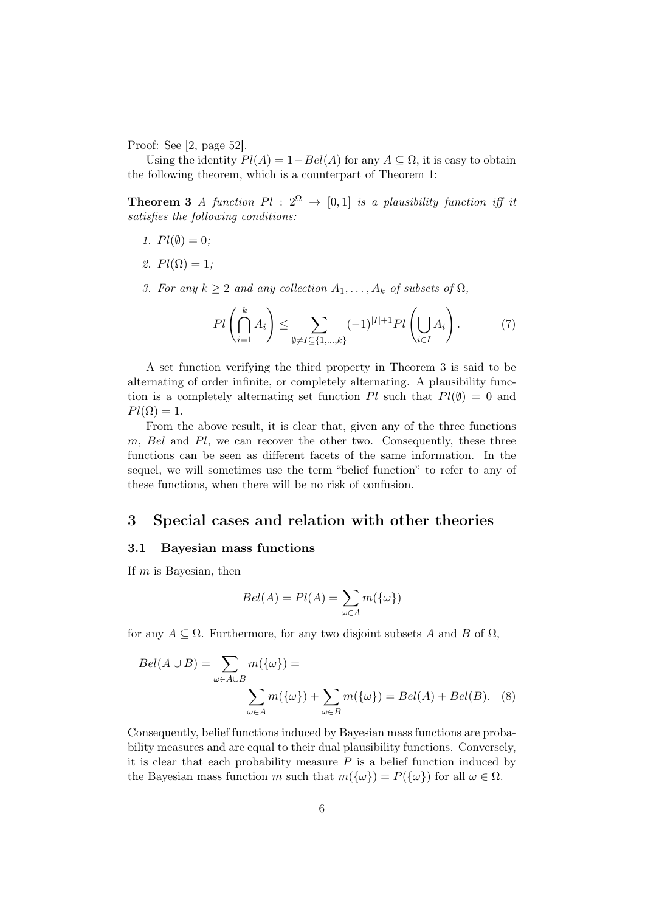Proof: See [2, page 52].

Using the identity $Pl(A) = 1 - Bel(\overline{A})$ for any $A \subseteq \Omega$, it is easy to obtain the following theorem, which is a counterpart of Theorem 1:

**Theorem 3** *A function $Pl : 2^\Omega \rightarrow [0, 1]$ is a plausibility function iff it satisfies the following conditions:*

1. *$Pl(\emptyset) = 0$;*
2. *$Pl(\Omega) = 1$;*
3. *For any $k \geq 2$ and any collection $A_1, \ldots, A_k$ of subsets of $\Omega$,*

$$Pl\left(\bigcap_{i=1}^{k} A_i\right) \leq \sum_{\emptyset \neq I \subseteq \{1,\ldots,k\}} (-1)^{|I|+1} Pl\left(\bigcup_{i \in I} A_i\right). \quad (7)$$

A set function verifying the third property in Theorem 3 is said to be alternating of order infinite, or completely alternating. A plausibility function is a completely alternating set function $Pl$ such that $Pl(\emptyset) = 0$ and $Pl(\Omega) = 1$.

From the above result, it is clear that, given any of the three functions $m$, $Bel$ and $Pl$, we can recover the other two. Consequently, these three functions can be seen as different facets of the same information. In the sequel, we will sometimes use the term "belief function" to refer to any of these functions, when there will be no risk of confusion.

## 3 Special cases and relation with other theories

### 3.1 Bayesian mass functions

If $m$ is Bayesian, then

$$Bel(A) = Pl(A) = \sum_{\omega \in A} m(\{\omega\})$$

for any $A \subseteq \Omega$. Furthermore, for any two disjoint subsets $A$ and $B$ of $\Omega$,

$$Bel(A \cup B) = \sum_{\omega \in A \cup B} m(\{\omega\}) = \sum_{\omega \in A} m(\{\omega\}) + \sum_{\omega \in B} m(\{\omega\}) = Bel(A) + Bel(B). \quad (8)$$

Consequently, belief functions induced by Bayesian mass functions are probability measures and are equal to their dual plausibility functions. Conversely, it is clear that each probability measure $P$ is a belief function induced by the Bayesian mass function $m$ such that $m(\{\omega\}) = P(\{\omega\})$ for all $\omega \in \Omega$.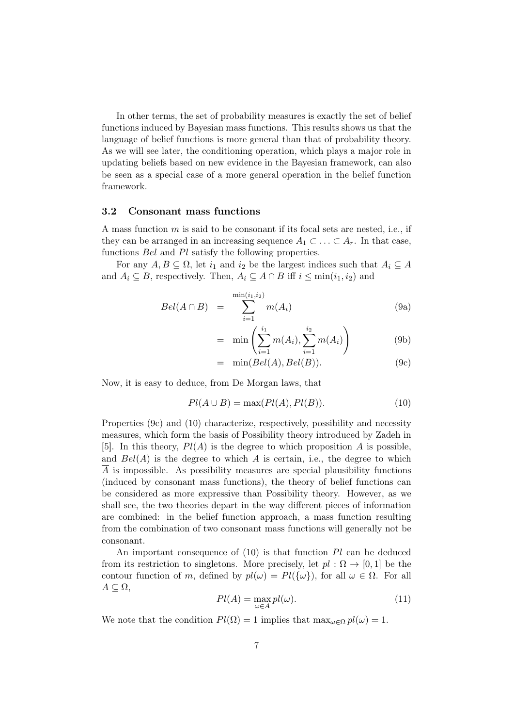In other terms, the set of probability measures is exactly the set of belief functions induced by Bayesian mass functions. This results shows us that the language of belief functions is more general than that of probability theory. As we will see later, the conditioning operation, which plays a major role in updating beliefs based on new evidence in the Bayesian framework, can also be seen as a special case of a more general operation in the belief function framework.

### 3.2 Consonant mass functions

A mass function $m$ is said to be consonant if its focal sets are nested, i.e., if they can be arranged in an increasing sequence $A_1 \subset \ldots \subset A_r$. In that case, functions $Bel$ and $Pl$ satisfy the following properties.

For any $A, B \subseteq \Omega$, let $i_1$ and $i_2$ be the largest indices such that $A_i \subseteq A$ and $A_i \subseteq B$, respectively. Then, $A_i \subseteq A \cap B$ iff $i \leq \min(i_1, i_2)$ and

$$
\begin{aligned}
Bel(A \cap B) &= \sum_{i=1}^{\min(i_1,i_2)} m(A_i) && \text{(9a)} \\
&= \min\left(\sum_{i=1}^{i_1} m(A_i), \sum_{i=1}^{i_2} m(A_i)\right) && \text{(9b)} \\
&= \min(Bel(A), Bel(B)). && \text{(9c)}
\end{aligned}
$$

Now, it is easy to deduce, from De Morgan laws, that

$$
Pl(A \cup B) = \max(Pl(A), Pl(B)). \tag{10}
$$

Properties (9c) and (10) characterize, respectively, possibility and necessity measures, which form the basis of Possibility theory introduced by Zadeh in [5]. In this theory, $Pl(A)$ is the degree to which proposition $A$ is possible, and $Bel(A)$ is the degree to which $A$ is certain, i.e., the degree to which $\overline{A}$ is impossible. As possibility measures are special plausibility functions (induced by consonant mass functions), the theory of belief functions can be considered as more expressive than Possibility theory. However, as we shall see, the two theories depart in the way different pieces of information are combined: in the belief function approach, a mass function resulting from the combination of two consonant mass functions will generally not be consonant.

An important consequence of (10) is that function $Pl$ can be deduced from its restriction to singletons. More precisely, let $pl : \Omega \to [0, 1]$ be the contour function of $m$, defined by $pl(\omega) = Pl(\{\omega\})$, for all $\omega \in \Omega$. For all $A \subseteq \Omega$,

$$
Pl(A) = \max_{\omega \in A} pl(\omega). \tag{11}
$$

We note that the condition $Pl(\Omega) = 1$ implies that $\max_{\omega \in \Omega} pl(\omega) = 1$.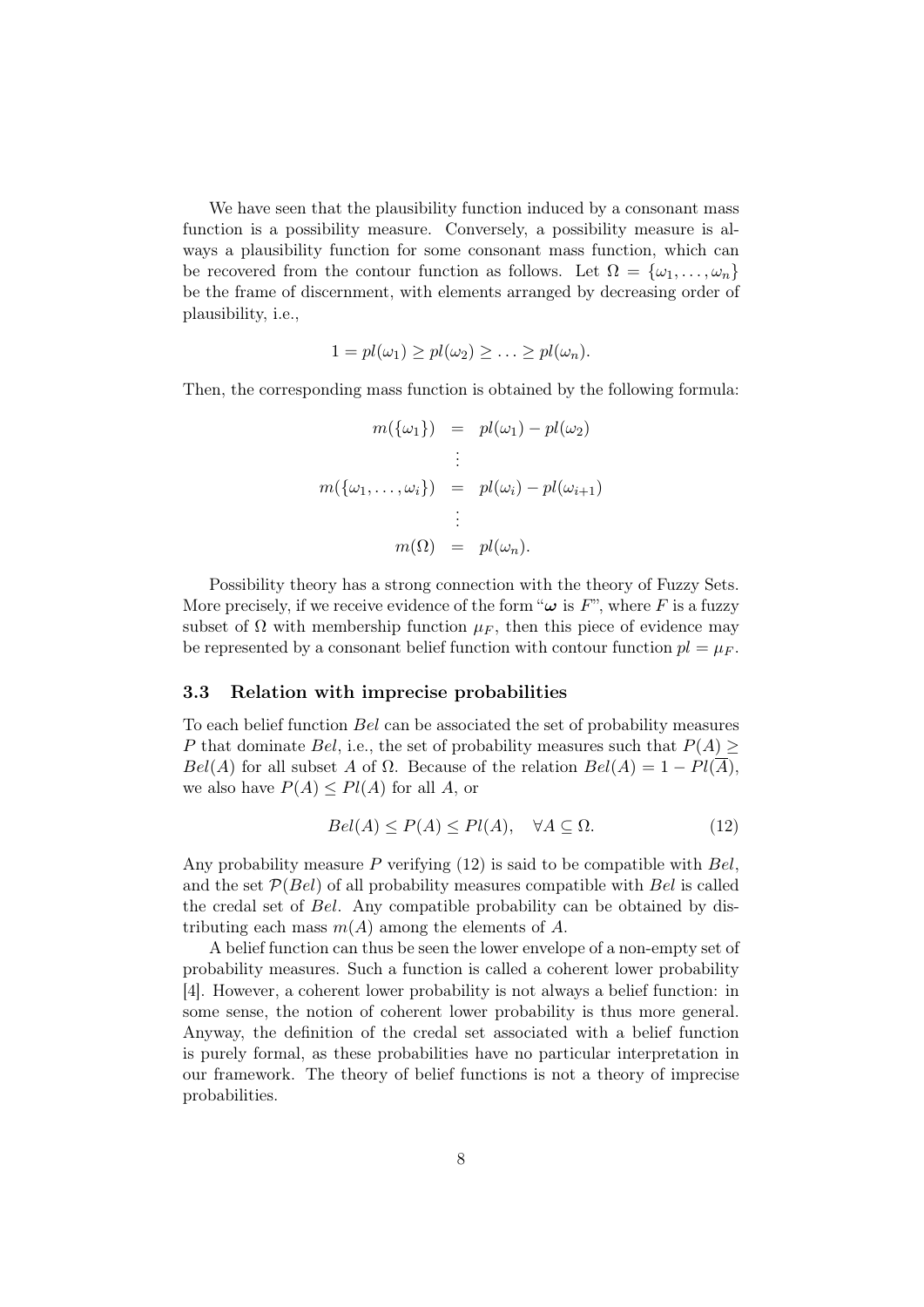We have seen that the plausibility function induced by a consonant mass function is a possibility measure. Conversely, a possibility measure is always a plausibility function for some consonant mass function, which can be recovered from the contour function as follows. Let $\Omega = \{\omega_1, \ldots, \omega_n\}$ be the frame of discernment, with elements arranged by decreasing order of plausibility, i.e.,

$$1 = pl(\omega_1) \geq pl(\omega_2) \geq \ldots \geq pl(\omega_n).$$

Then, the corresponding mass function is obtained by the following formula:

$$\begin{aligned}
m(\{\omega_1\}) &= pl(\omega_1) - pl(\omega_2) \\
&\vdots \\
m(\{\omega_1, \ldots, \omega_i\}) &= pl(\omega_i) - pl(\omega_{i+1}) \\
&\vdots \\
m(\Omega) &= pl(\omega_n).
\end{aligned}$$

Possibility theory has a strong connection with the theory of Fuzzy Sets. More precisely, if we receive evidence of the form "$\boldsymbol{\omega}$ is $F$", where $F$ is a fuzzy subset of $\Omega$ with membership function $\mu_F$, then this piece of evidence may be represented by a consonant belief function with contour function $pl = \mu_F$.

### 3.3 Relation with imprecise probabilities

To each belief function $Bel$ can be associated the set of probability measures $P$ that dominate $Bel$, i.e., the set of probability measures such that $P(A) \geq Bel(A)$ for all subset $A$ of $\Omega$. Because of the relation $Bel(A) = 1 - Pl(\overline{A})$, we also have $P(A) \leq Pl(A)$ for all $A$, or

$$Bel(A) \leq P(A) \leq Pl(A), \quad \forall A \subseteq \Omega. \tag{12}$$

Any probability measure $P$ verifying (12) is said to be compatible with $Bel$, and the set $\mathcal{P}(Bel)$ of all probability measures compatible with $Bel$ is called the credal set of $Bel$. Any compatible probability can be obtained by distributing each mass $m(A)$ among the elements of $A$.

A belief function can thus be seen the lower envelope of a non-empty set of probability measures. Such a function is called a coherent lower probability [4]. However, a coherent lower probability is not always a belief function: in some sense, the notion of coherent lower probability is thus more general. Anyway, the definition of the credal set associated with a belief function is purely formal, as these probabilities have no particular interpretation in our framework. The theory of belief functions is not a theory of imprecise probabilities.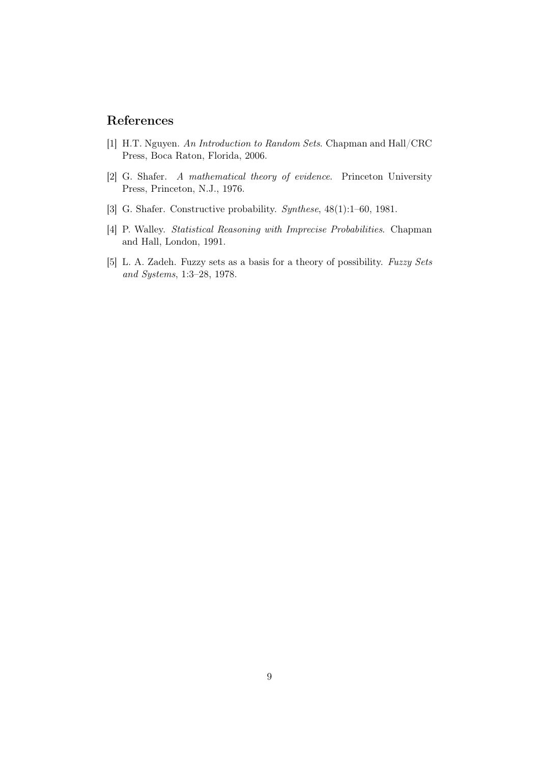## References

[1] H.T. Nguyen. *An Introduction to Random Sets*. Chapman and Hall/CRC Press, Boca Raton, Florida, 2006.

[2] G. Shafer. *A mathematical theory of evidence*. Princeton University Press, Princeton, N.J., 1976.

[3] G. Shafer. Constructive probability. *Synthese*, 48(1):1–60, 1981.

[4] P. Walley. *Statistical Reasoning with Imprecise Probabilities*. Chapman and Hall, London, 1991.

[5] L. A. Zadeh. Fuzzy sets as a basis for a theory of possibility. *Fuzzy Sets and Systems*, 1:3–28, 1978.